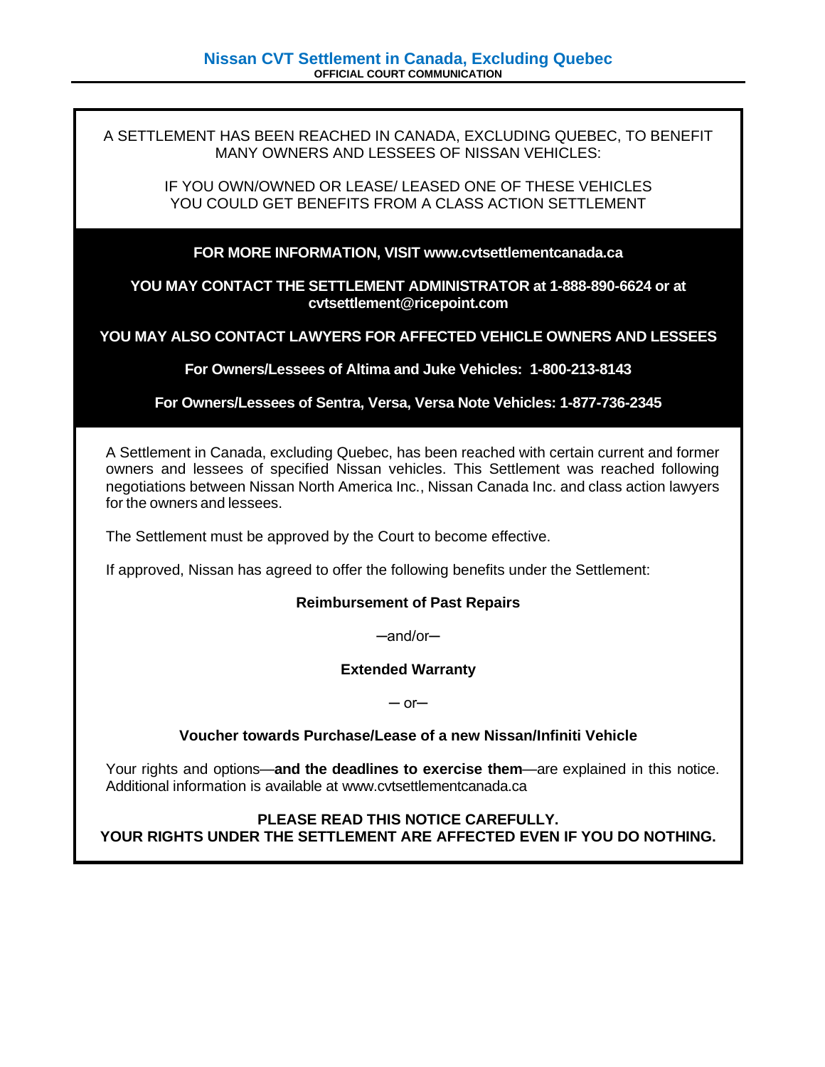# Nissan CVT Settlement in Canada, Excluding Quebec

**OFFICIAL COURT COMMUNICATION**

A SETTLEMENT HAS BEEN REACHED IN CANADA, EXCLUDING QUEBEC, TO BENEFIT MANY OWNERS AND LESSEES OF NISSAN VEHICLES:

IF YOU OWN/OWNED OR LEASE/ LEASED ONE OF THESE VEHICLES YOU COULD GET BENEFITS FROM A CLASS ACTION SETTLEMENT

**FOR MORE INFORMATION, VISIT www.cvtsettlementcanada.ca**

**YOU MAY CONTACT THE SETTLEMENT ADMINISTRATOR at 1-888-890-6624 or at cvtsettlement@ricepoint.com**

**YOU MAY ALSO CONTACT LAWYERS FOR AFFECTED VEHICLE OWNERS AND LESSEES**

**For Owners/Lessees of Altima and Juke Vehicles: 1-800-213-8143**

**For Owners/Lessees of Sentra, Versa, Versa Note Vehicles: 1-877-736-2345**

A Settlement in Canada, excluding Quebec, has been reached with certain current and former owners and lessees of specified Nissan vehicles. This Settlement was reached following negotiations between Nissan North America Inc., Nissan Canada Inc. and class action lawyers for the owners and lessees.

The Settlement must be approved by the Court to become effective.

If approved, Nissan has agreed to offer the following benefits under the Settlement:

**Reimbursement of Past Repairs**

─and/or─

**Extended Warranty**

─ or─

**Voucher towards Purchase/Lease of a new Nissan/Infiniti Vehicle**

Your rights and options—**and the deadlines to exercise them**—are explained in this notice. Additional information is available at www.cvtsettlementcanada.ca

**PLEASE READ THIS NOTICE CAREFULLY.**
**YOUR RIGHTS UNDER THE SETTLEMENT ARE AFFECTED EVEN IF YOU DO NOTHING.**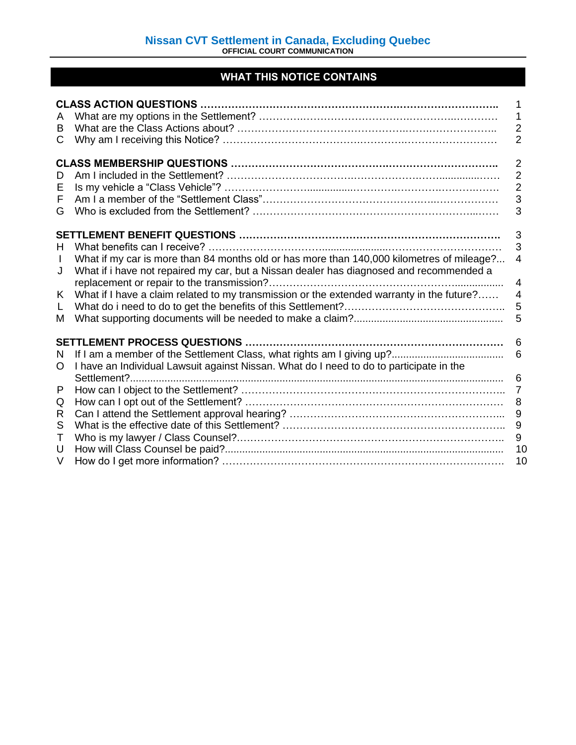# WHAT THIS NOTICE CONTAINS

| | | |
|---|---|---|
| **CLASS ACTION QUESTIONS** | | 1 |
| A | What are my options in the Settlement? | 1 |
| B | What are the Class Actions about? | 2 |
| C | Why am I receiving this Notice? | 2 |
| **CLASS MEMBERSHIP QUESTIONS** | | 2 |
| D | Am I included in the Settlement? | 2 |
| E | Is my vehicle a "Class Vehicle"? | 2 |
| F | Am I a member of the "Settlement Class" | 3 |
| G | Who is excluded from the Settlement? | 3 |
| **SETTLEMENT BENEFIT QUESTIONS** | | 3 |
| H | What benefits can I receive? | 3 |
| I | What if my car is more than 84 months old or has more than 140,000 kilometres of mileage? | 4 |
| J | What if i have not repaired my car, but a Nissan dealer has diagnosed and recommended a replacement or repair to the transmission? | 4 |
| K | What if I have a claim related to my transmission or the extended warranty in the future? | 4 |
| L | What do i need to do to get the benefits of this Settlement? | 5 |
| M | What supporting documents will be needed to make a claim? | 5 |
| **SETTLEMENT PROCESS QUESTIONS** | | 6 |
| N | If I am a member of the Settlement Class, what rights am I giving up? | 6 |
| O | I have an Individual Lawsuit against Nissan. What do I need to do to participate in the Settlement? | 6 |
| P | How can I object to the Settlement? | 7 |
| Q | How can I opt out of the Settlement? | 8 |
| R | Can I attend the Settlement approval hearing? | 9 |
| S | What is the effective date of this Settlement? | 9 |
| T | Who is my lawyer / Class Counsel? | 9 |
| U | How will Class Counsel be paid? | 10 |
| V | How do I get more information? | 10 |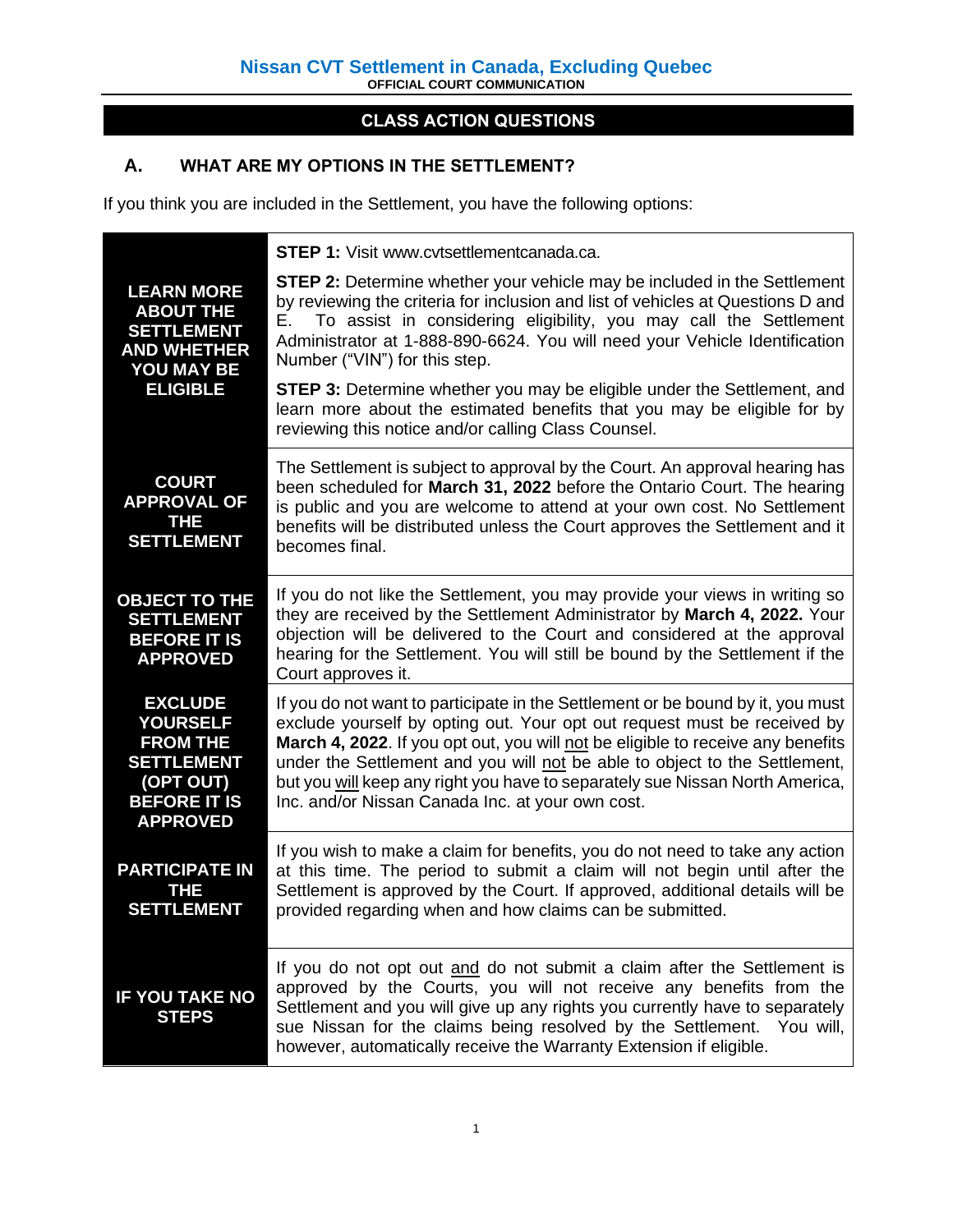# Nissan CVT Settlement in Canada, Excluding Quebec

**OFFICIAL COURT COMMUNICATION**

## CLASS ACTION QUESTIONS

### A. WHAT ARE MY OPTIONS IN THE SETTLEMENT?

If you think you are included in the Settlement, you have the following options:

| | |
|---|---|
| **LEARN MORE ABOUT THE SETTLEMENT AND WHETHER YOU MAY BE ELIGIBLE** | **STEP 1:** Visit www.cvtsettlementcanada.ca.<br><br>**STEP 2:** Determine whether your vehicle may be included in the Settlement by reviewing the criteria for inclusion and list of vehicles at Questions D and E. To assist in considering eligibility, you may call the Settlement Administrator at 1-888-890-6624. You will need your Vehicle Identification Number ("VIN") for this step.<br><br>**STEP 3:** Determine whether you may be eligible under the Settlement, and learn more about the estimated benefits that you may be eligible for by reviewing this notice and/or calling Class Counsel. |
| **COURT APPROVAL OF THE SETTLEMENT** | The Settlement is subject to approval by the Court. An approval hearing has been scheduled for **March 31, 2022** before the Ontario Court. The hearing is public and you are welcome to attend at your own cost. No Settlement benefits will be distributed unless the Court approves the Settlement and it becomes final. |
| **OBJECT TO THE SETTLEMENT BEFORE IT IS APPROVED** | If you do not like the Settlement, you may provide your views in writing so they are received by the Settlement Administrator by **March 4, 2022.** Your objection will be delivered to the Court and considered at the approval hearing for the Settlement. You will still be bound by the Settlement if the Court approves it. |
| **EXCLUDE YOURSELF FROM THE SETTLEMENT (OPT OUT) BEFORE IT IS APPROVED** | If you do not want to participate in the Settlement or be bound by it, you must exclude yourself by opting out. Your opt out request must be received by **March 4, 2022**. If you opt out, you will not be eligible to receive any benefits under the Settlement and you will not be able to object to the Settlement, but you will keep any right you have to separately sue Nissan North America, Inc. and/or Nissan Canada Inc. at your own cost. |
| **PARTICIPATE IN THE SETTLEMENT** | If you wish to make a claim for benefits, you do not need to take any action at this time. The period to submit a claim will not begin until after the Settlement is approved by the Court. If approved, additional details will be provided regarding when and how claims can be submitted. |
| **IF YOU TAKE NO STEPS** | If you do not opt out and do not submit a claim after the Settlement is approved by the Courts, you will not receive any benefits from the Settlement and you will give up any rights you currently have to separately sue Nissan for the claims being resolved by the Settlement. You will, however, automatically receive the Warranty Extension if eligible. |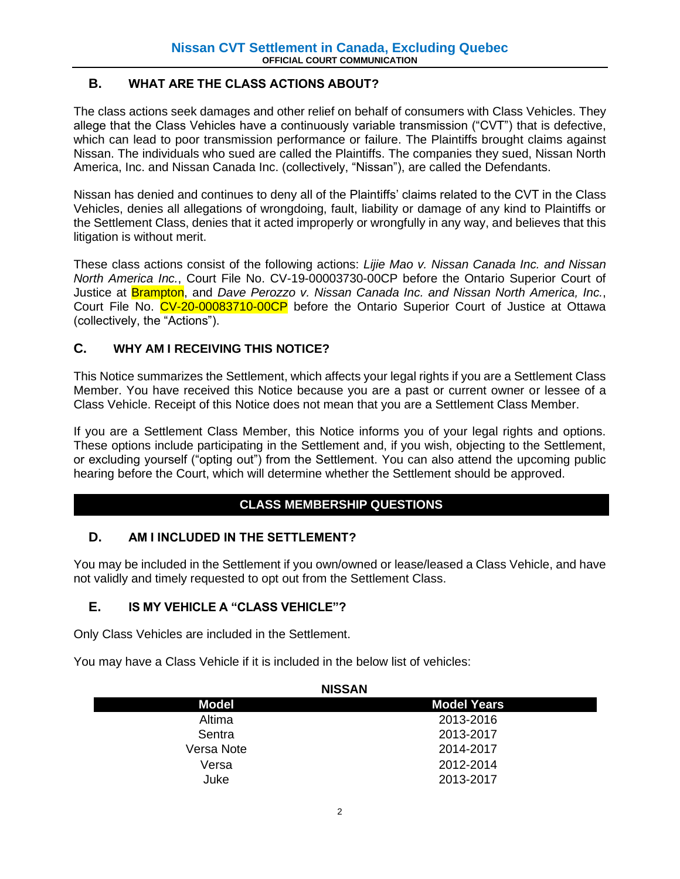## B. WHAT ARE THE CLASS ACTIONS ABOUT?

The class actions seek damages and other relief on behalf of consumers with Class Vehicles. They allege that the Class Vehicles have a continuously variable transmission ("CVT") that is defective, which can lead to poor transmission performance or failure. The Plaintiffs brought claims against Nissan. The individuals who sued are called the Plaintiffs. The companies they sued, Nissan North America, Inc. and Nissan Canada Inc. (collectively, "Nissan"), are called the Defendants.

Nissan has denied and continues to deny all of the Plaintiffs' claims related to the CVT in the Class Vehicles, denies all allegations of wrongdoing, fault, liability or damage of any kind to Plaintiffs or the Settlement Class, denies that it acted improperly or wrongfully in any way, and believes that this litigation is without merit.

These class actions consist of the following actions: *Lijie Mao v. Nissan Canada Inc. and Nissan North America Inc.*, Court File No. CV-19-00003730-00CP before the Ontario Superior Court of Justice at Brampton, and *Dave Perozzo v. Nissan Canada Inc. and Nissan North America, Inc.*, Court File No. CV-20-00083710-00CP before the Ontario Superior Court of Justice at Ottawa (collectively, the "Actions").

## C. WHY AM I RECEIVING THIS NOTICE?

This Notice summarizes the Settlement, which affects your legal rights if you are a Settlement Class Member. You have received this Notice because you are a past or current owner or lessee of a Class Vehicle. Receipt of this Notice does not mean that you are a Settlement Class Member.

If you are a Settlement Class Member, this Notice informs you of your legal rights and options. These options include participating in the Settlement and, if you wish, objecting to the Settlement, or excluding yourself ("opting out") from the Settlement. You can also attend the upcoming public hearing before the Court, which will determine whether the Settlement should be approved.

# CLASS MEMBERSHIP QUESTIONS

## D. AM I INCLUDED IN THE SETTLEMENT?

You may be included in the Settlement if you own/owned or lease/leased a Class Vehicle, and have not validly and timely requested to opt out from the Settlement Class.

## E. IS MY VEHICLE A "CLASS VEHICLE"?

Only Class Vehicles are included in the Settlement.

You may have a Class Vehicle if it is included in the below list of vehicles:

**NISSAN**

| Model | Model Years |
|---|---|
| Altima | 2013-2016 |
| Sentra | 2013-2017 |
| Versa Note | 2014-2017 |
| Versa | 2012-2014 |
| Juke | 2013-2017 |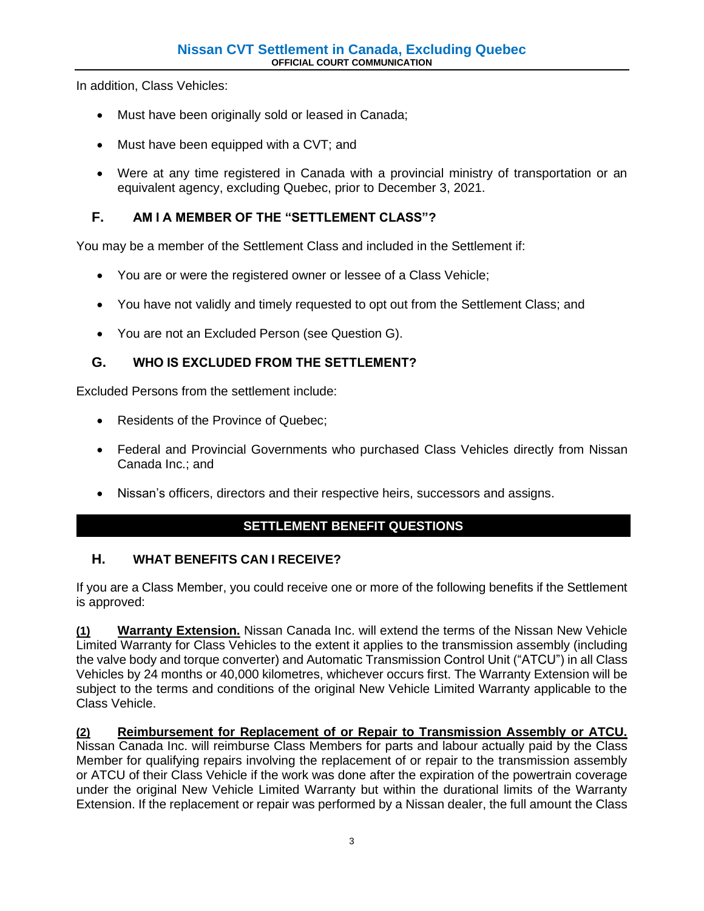In addition, Class Vehicles:

- Must have been originally sold or leased in Canada;
- Must have been equipped with a CVT; and
- Were at any time registered in Canada with a provincial ministry of transportation or an equivalent agency, excluding Quebec, prior to December 3, 2021.

### F. AM I A MEMBER OF THE "SETTLEMENT CLASS"?

You may be a member of the Settlement Class and included in the Settlement if:

- You are or were the registered owner or lessee of a Class Vehicle;
- You have not validly and timely requested to opt out from the Settlement Class; and
- You are not an Excluded Person (see Question G).

### G. WHO IS EXCLUDED FROM THE SETTLEMENT?

Excluded Persons from the settlement include:

- Residents of the Province of Quebec;
- Federal and Provincial Governments who purchased Class Vehicles directly from Nissan Canada Inc.; and
- Nissan's officers, directors and their respective heirs, successors and assigns.

## SETTLEMENT BENEFIT QUESTIONS

### H. WHAT BENEFITS CAN I RECEIVE?

If you are a Class Member, you could receive one or more of the following benefits if the Settlement is approved:

**(1) Warranty Extension.** Nissan Canada Inc. will extend the terms of the Nissan New Vehicle Limited Warranty for Class Vehicles to the extent it applies to the transmission assembly (including the valve body and torque converter) and Automatic Transmission Control Unit ("ATCU") in all Class Vehicles by 24 months or 40,000 kilometres, whichever occurs first. The Warranty Extension will be subject to the terms and conditions of the original New Vehicle Limited Warranty applicable to the Class Vehicle.

**(2) Reimbursement for Replacement of or Repair to Transmission Assembly or ATCU.** Nissan Canada Inc. will reimburse Class Members for parts and labour actually paid by the Class Member for qualifying repairs involving the replacement of or repair to the transmission assembly or ATCU of their Class Vehicle if the work was done after the expiration of the powertrain coverage under the original New Vehicle Limited Warranty but within the durational limits of the Warranty Extension. If the replacement or repair was performed by a Nissan dealer, the full amount the Class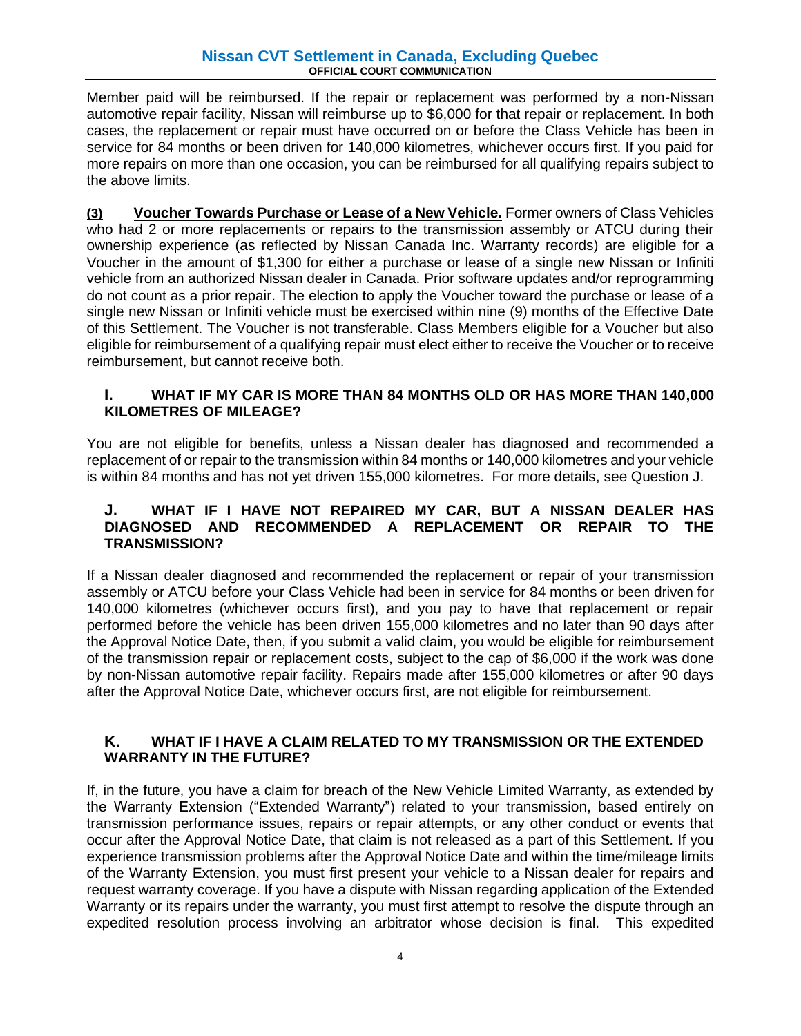Member paid will be reimbursed. If the repair or replacement was performed by a non-Nissan automotive repair facility, Nissan will reimburse up to $6,000 for that repair or replacement. In both cases, the replacement or repair must have occurred on or before the Class Vehicle has been in service for 84 months or been driven for 140,000 kilometres, whichever occurs first. If you paid for more repairs on more than one occasion, you can be reimbursed for all qualifying repairs subject to the above limits.

**(3) Voucher Towards Purchase or Lease of a New Vehicle.** Former owners of Class Vehicles who had 2 or more replacements or repairs to the transmission assembly or ATCU during their ownership experience (as reflected by Nissan Canada Inc. Warranty records) are eligible for a Voucher in the amount of $1,300 for either a purchase or lease of a single new Nissan or Infiniti vehicle from an authorized Nissan dealer in Canada. Prior software updates and/or reprogramming do not count as a prior repair. The election to apply the Voucher toward the purchase or lease of a single new Nissan or Infiniti vehicle must be exercised within nine (9) months of the Effective Date of this Settlement. The Voucher is not transferable. Class Members eligible for a Voucher but also eligible for reimbursement of a qualifying repair must elect either to receive the Voucher or to receive reimbursement, but cannot receive both.

## I. WHAT IF MY CAR IS MORE THAN 84 MONTHS OLD OR HAS MORE THAN 140,000 KILOMETRES OF MILEAGE?

You are not eligible for benefits, unless a Nissan dealer has diagnosed and recommended a replacement of or repair to the transmission within 84 months or 140,000 kilometres and your vehicle is within 84 months and has not yet driven 155,000 kilometres. For more details, see Question J.

## J. WHAT IF I HAVE NOT REPAIRED MY CAR, BUT A NISSAN DEALER HAS DIAGNOSED AND RECOMMENDED A REPLACEMENT OR REPAIR TO THE TRANSMISSION?

If a Nissan dealer diagnosed and recommended the replacement or repair of your transmission assembly or ATCU before your Class Vehicle had been in service for 84 months or been driven for 140,000 kilometres (whichever occurs first), and you pay to have that replacement or repair performed before the vehicle has been driven 155,000 kilometres and no later than 90 days after the Approval Notice Date, then, if you submit a valid claim, you would be eligible for reimbursement of the transmission repair or replacement costs, subject to the cap of $6,000 if the work was done by non-Nissan automotive repair facility. Repairs made after 155,000 kilometres or after 90 days after the Approval Notice Date, whichever occurs first, are not eligible for reimbursement.

## K. WHAT IF I HAVE A CLAIM RELATED TO MY TRANSMISSION OR THE EXTENDED WARRANTY IN THE FUTURE?

If, in the future, you have a claim for breach of the New Vehicle Limited Warranty, as extended by the Warranty Extension ("Extended Warranty") related to your transmission, based entirely on transmission performance issues, repairs or repair attempts, or any other conduct or events that occur after the Approval Notice Date, that claim is not released as a part of this Settlement. If you experience transmission problems after the Approval Notice Date and within the time/mileage limits of the Warranty Extension, you must first present your vehicle to a Nissan dealer for repairs and request warranty coverage. If you have a dispute with Nissan regarding application of the Extended Warranty or its repairs under the warranty, you must first attempt to resolve the dispute through an expedited resolution process involving an arbitrator whose decision is final. This expedited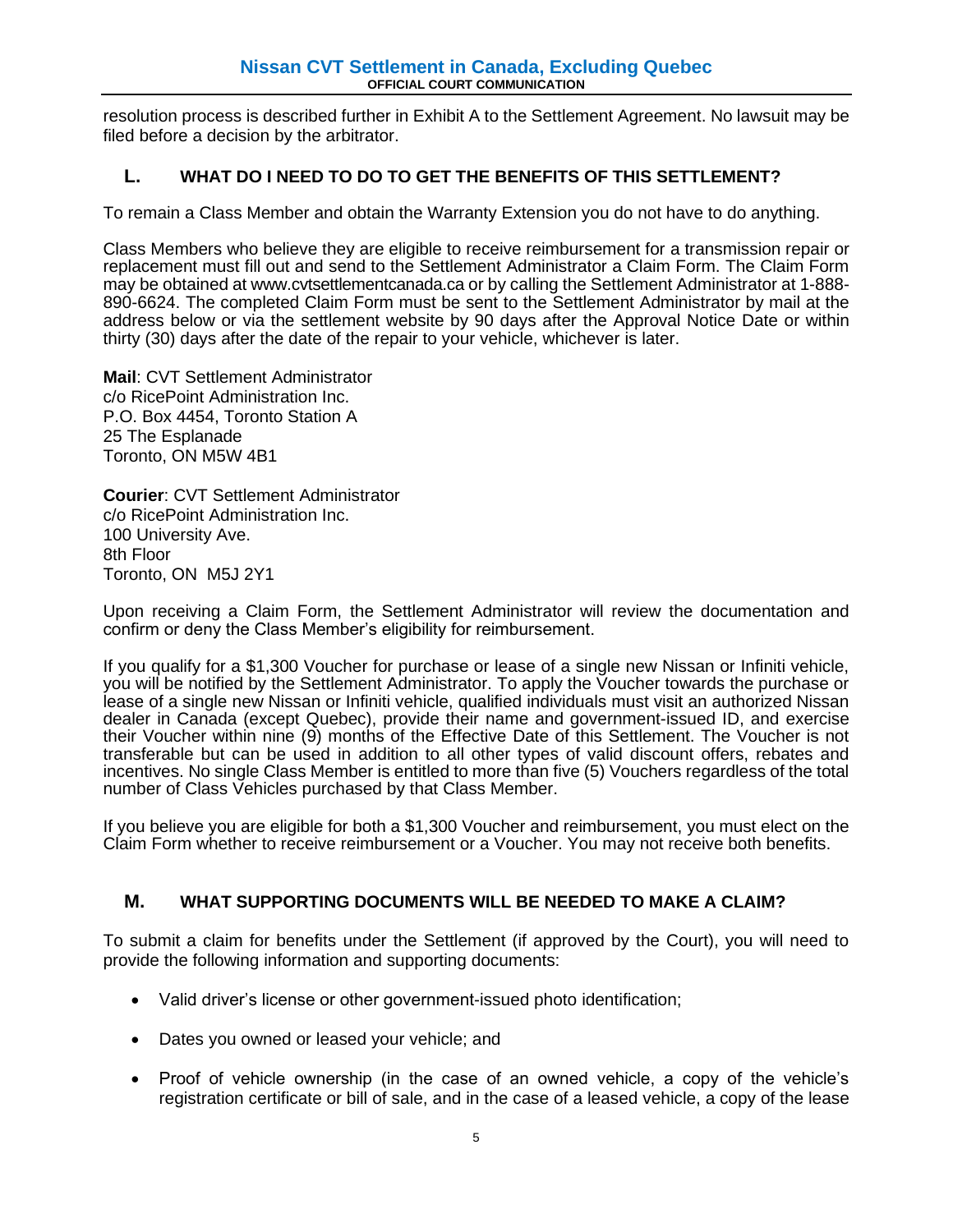resolution process is described further in Exhibit A to the Settlement Agreement. No lawsuit may be filed before a decision by the arbitrator.

## L. WHAT DO I NEED TO DO TO GET THE BENEFITS OF THIS SETTLEMENT?

To remain a Class Member and obtain the Warranty Extension you do not have to do anything.

Class Members who believe they are eligible to receive reimbursement for a transmission repair or replacement must fill out and send to the Settlement Administrator a Claim Form. The Claim Form may be obtained at www.cvtsettlementcanada.ca or by calling the Settlement Administrator at 1-888-890-6624. The completed Claim Form must be sent to the Settlement Administrator by mail at the address below or via the settlement website by 90 days after the Approval Notice Date or within thirty (30) days after the date of the repair to your vehicle, whichever is later.

**Mail**: CVT Settlement Administrator
c/o RicePoint Administration Inc.
P.O. Box 4454, Toronto Station A
25 The Esplanade
Toronto, ON M5W 4B1

**Courier**: CVT Settlement Administrator
c/o RicePoint Administration Inc.
100 University Ave.
8th Floor
Toronto, ON M5J 2Y1

Upon receiving a Claim Form, the Settlement Administrator will review the documentation and confirm or deny the Class Member's eligibility for reimbursement.

If you qualify for a $1,300 Voucher for purchase or lease of a single new Nissan or Infiniti vehicle, you will be notified by the Settlement Administrator. To apply the Voucher towards the purchase or lease of a single new Nissan or Infiniti vehicle, qualified individuals must visit an authorized Nissan dealer in Canada (except Quebec), provide their name and government-issued ID, and exercise their Voucher within nine (9) months of the Effective Date of this Settlement. The Voucher is not transferable but can be used in addition to all other types of valid discount offers, rebates and incentives. No single Class Member is entitled to more than five (5) Vouchers regardless of the total number of Class Vehicles purchased by that Class Member.

If you believe you are eligible for both a $1,300 Voucher and reimbursement, you must elect on the Claim Form whether to receive reimbursement or a Voucher. You may not receive both benefits.

## M. WHAT SUPPORTING DOCUMENTS WILL BE NEEDED TO MAKE A CLAIM?

To submit a claim for benefits under the Settlement (if approved by the Court), you will need to provide the following information and supporting documents:

- Valid driver's license or other government-issued photo identification;
- Dates you owned or leased your vehicle; and
- Proof of vehicle ownership (in the case of an owned vehicle, a copy of the vehicle's registration certificate or bill of sale, and in the case of a leased vehicle, a copy of the lease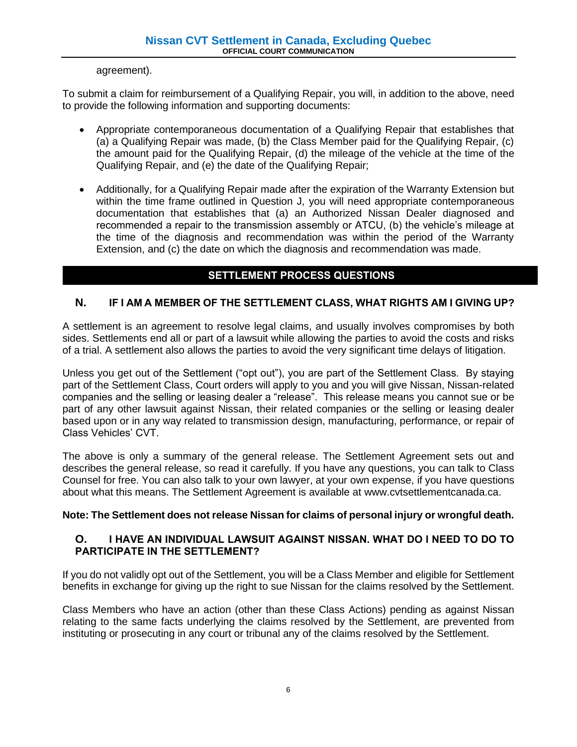agreement).

To submit a claim for reimbursement of a Qualifying Repair, you will, in addition to the above, need to provide the following information and supporting documents:

- Appropriate contemporaneous documentation of a Qualifying Repair that establishes that (a) a Qualifying Repair was made, (b) the Class Member paid for the Qualifying Repair, (c) the amount paid for the Qualifying Repair, (d) the mileage of the vehicle at the time of the Qualifying Repair, and (e) the date of the Qualifying Repair;

- Additionally, for a Qualifying Repair made after the expiration of the Warranty Extension but within the time frame outlined in Question J, you will need appropriate contemporaneous documentation that establishes that (a) an Authorized Nissan Dealer diagnosed and recommended a repair to the transmission assembly or ATCU, (b) the vehicle's mileage at the time of the diagnosis and recommendation was within the period of the Warranty Extension, and (c) the date on which the diagnosis and recommendation was made.

## SETTLEMENT PROCESS QUESTIONS

### N. IF I AM A MEMBER OF THE SETTLEMENT CLASS, WHAT RIGHTS AM I GIVING UP?

A settlement is an agreement to resolve legal claims, and usually involves compromises by both sides. Settlements end all or part of a lawsuit while allowing the parties to avoid the costs and risks of a trial. A settlement also allows the parties to avoid the very significant time delays of litigation.

Unless you get out of the Settlement ("opt out"), you are part of the Settlement Class. By staying part of the Settlement Class, Court orders will apply to you and you will give Nissan, Nissan-related companies and the selling or leasing dealer a "release". This release means you cannot sue or be part of any other lawsuit against Nissan, their related companies or the selling or leasing dealer based upon or in any way related to transmission design, manufacturing, performance, or repair of Class Vehicles' CVT.

The above is only a summary of the general release. The Settlement Agreement sets out and describes the general release, so read it carefully. If you have any questions, you can talk to Class Counsel for free. You can also talk to your own lawyer, at your own expense, if you have questions about what this means. The Settlement Agreement is available at www.cvtsettlementcanada.ca.

**Note: The Settlement does not release Nissan for claims of personal injury or wrongful death.**

### O. I HAVE AN INDIVIDUAL LAWSUIT AGAINST NISSAN. WHAT DO I NEED TO DO TO PARTICIPATE IN THE SETTLEMENT?

If you do not validly opt out of the Settlement, you will be a Class Member and eligible for Settlement benefits in exchange for giving up the right to sue Nissan for the claims resolved by the Settlement.

Class Members who have an action (other than these Class Actions) pending as against Nissan relating to the same facts underlying the claims resolved by the Settlement, are prevented from instituting or prosecuting in any court or tribunal any of the claims resolved by the Settlement.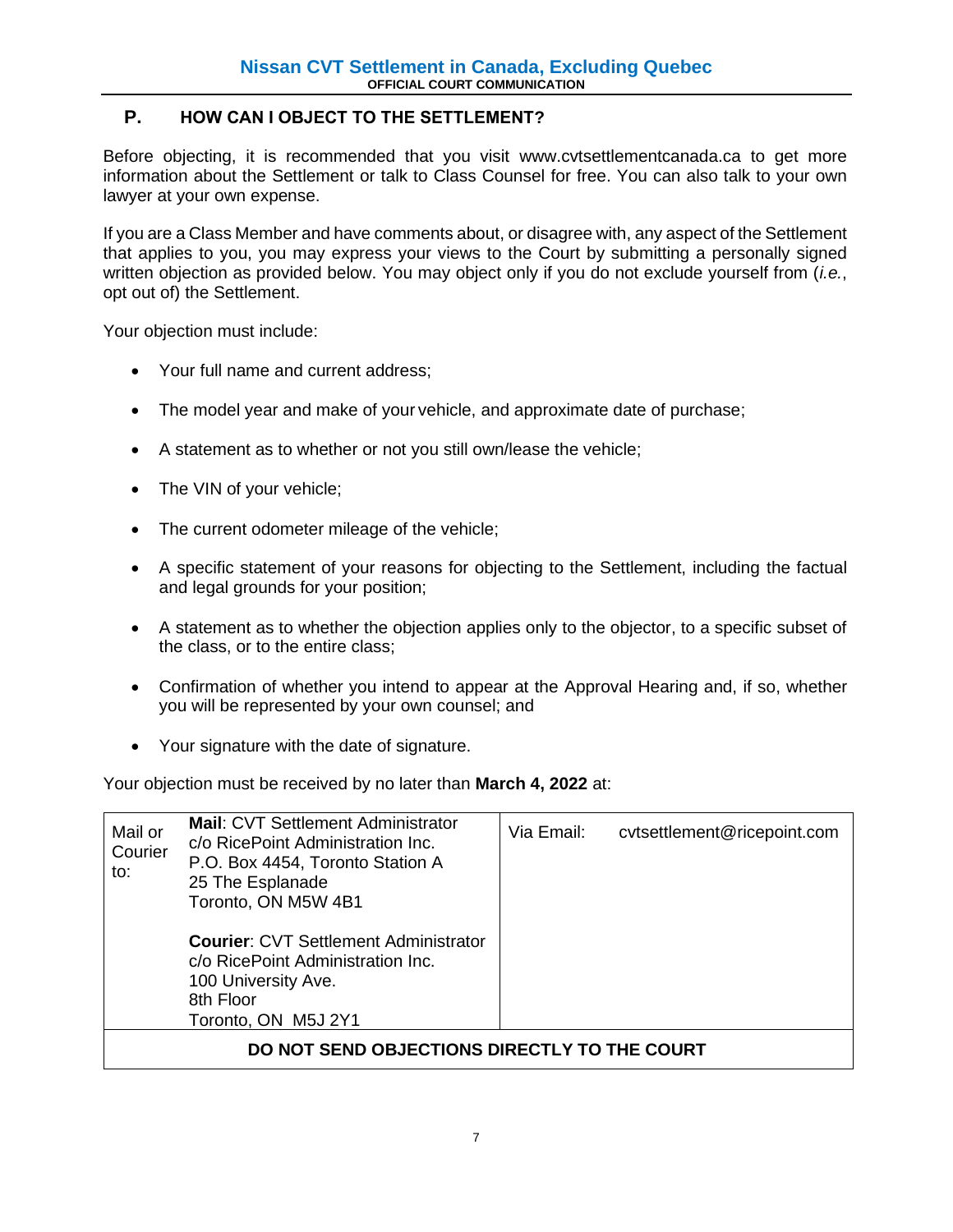## P. HOW CAN I OBJECT TO THE SETTLEMENT?

Before objecting, it is recommended that you visit www.cvtsettlementcanada.ca to get more information about the Settlement or talk to Class Counsel for free. You can also talk to your own lawyer at your own expense.

If you are a Class Member and have comments about, or disagree with, any aspect of the Settlement that applies to you, you may express your views to the Court by submitting a personally signed written objection as provided below. You may object only if you do not exclude yourself from (*i.e.*, opt out of) the Settlement.

Your objection must include:

- Your full name and current address;
- The model year and make of your vehicle, and approximate date of purchase;
- A statement as to whether or not you still own/lease the vehicle;
- The VIN of your vehicle;
- The current odometer mileage of the vehicle;
- A specific statement of your reasons for objecting to the Settlement, including the factual and legal grounds for your position;
- A statement as to whether the objection applies only to the objector, to a specific subset of the class, or to the entire class;
- Confirmation of whether you intend to appear at the Approval Hearing and, if so, whether you will be represented by your own counsel; and
- Your signature with the date of signature.

Your objection must be received by no later than **March 4, 2022** at:

| Mail or Courier to: | **Mail**: CVT Settlement Administrator<br>c/o RicePoint Administration Inc.<br>P.O. Box 4454, Toronto Station A<br>25 The Esplanade<br>Toronto, ON M5W 4B1<br><br>**Courier**: CVT Settlement Administrator<br>c/o RicePoint Administration Inc.<br>100 University Ave.<br>8th Floor<br>Toronto, ON M5J 2Y1 | Via Email: | cvtsettlement@ricepoint.com |
|---|---|---|---|
| **DO NOT SEND OBJECTIONS DIRECTLY TO THE COURT** | | | |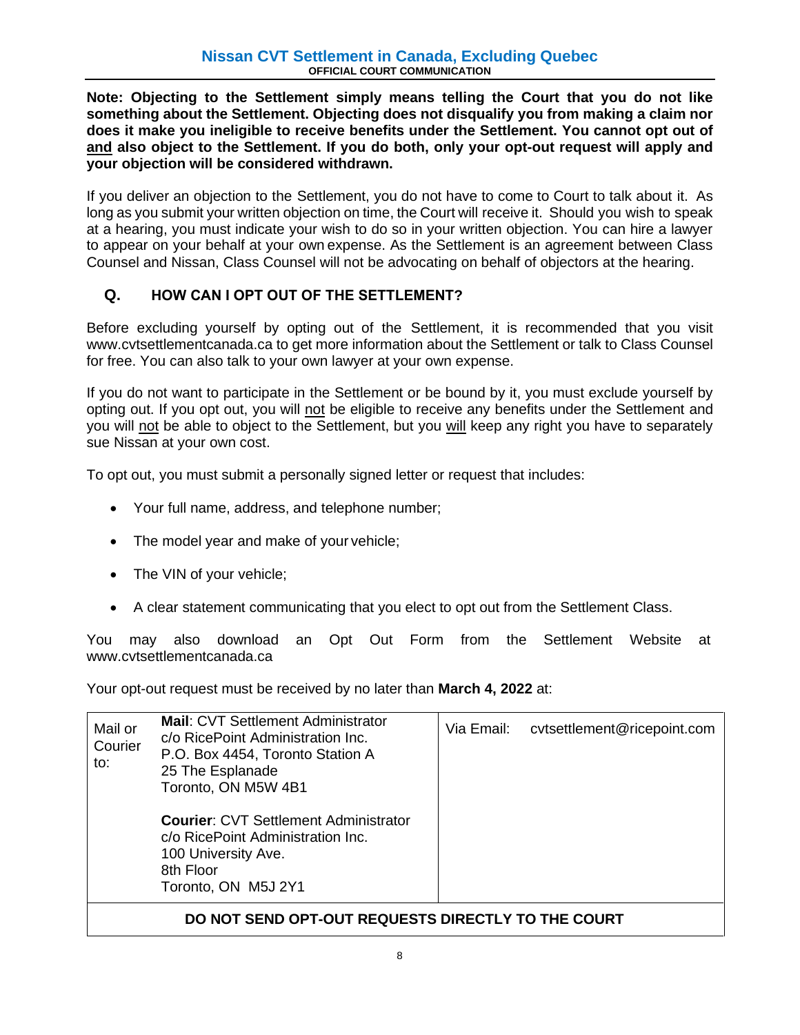**Note: Objecting to the Settlement simply means telling the Court that you do not like something about the Settlement. Objecting does not disqualify you from making a claim nor does it make you ineligible to receive benefits under the Settlement. You cannot opt out of <u>and</u> also object to the Settlement. If you do both, only your opt-out request will apply and your objection will be considered withdrawn.**

If you deliver an objection to the Settlement, you do not have to come to Court to talk about it. As long as you submit your written objection on time, the Court will receive it. Should you wish to speak at a hearing, you must indicate your wish to do so in your written objection. You can hire a lawyer to appear on your behalf at your own expense. As the Settlement is an agreement between Class Counsel and Nissan, Class Counsel will not be advocating on behalf of objectors at the hearing.

## Q. HOW CAN I OPT OUT OF THE SETTLEMENT?

Before excluding yourself by opting out of the Settlement, it is recommended that you visit www.cvtsettlementcanada.ca to get more information about the Settlement or talk to Class Counsel for free. You can also talk to your own lawyer at your own expense.

If you do not want to participate in the Settlement or be bound by it, you must exclude yourself by opting out. If you opt out, you will <u>not</u> be eligible to receive any benefits under the Settlement and you will <u>not</u> be able to object to the Settlement, but you <u>will</u> keep any right you have to separately sue Nissan at your own cost.

To opt out, you must submit a personally signed letter or request that includes:

- Your full name, address, and telephone number;
- The model year and make of your vehicle;
- The VIN of your vehicle;
- A clear statement communicating that you elect to opt out from the Settlement Class.

You may also download an Opt Out Form from the Settlement Website at www.cvtsettlementcanada.ca

Your opt-out request must be received by no later than **March 4, 2022** at:

| Mail or Courier to: | **Mail**: CVT Settlement Administrator<br>c/o RicePoint Administration Inc.<br>P.O. Box 4454, Toronto Station A<br>25 The Esplanade<br>Toronto, ON M5W 4B1<br><br>**Courier**: CVT Settlement Administrator<br>c/o RicePoint Administration Inc.<br>100 University Ave.<br>8th Floor<br>Toronto, ON M5J 2Y1 | Via Email: | cvtsettlement@ricepoint.com |
|---|---|---|---|
| **DO NOT SEND OPT-OUT REQUESTS DIRECTLY TO THE COURT** | | | |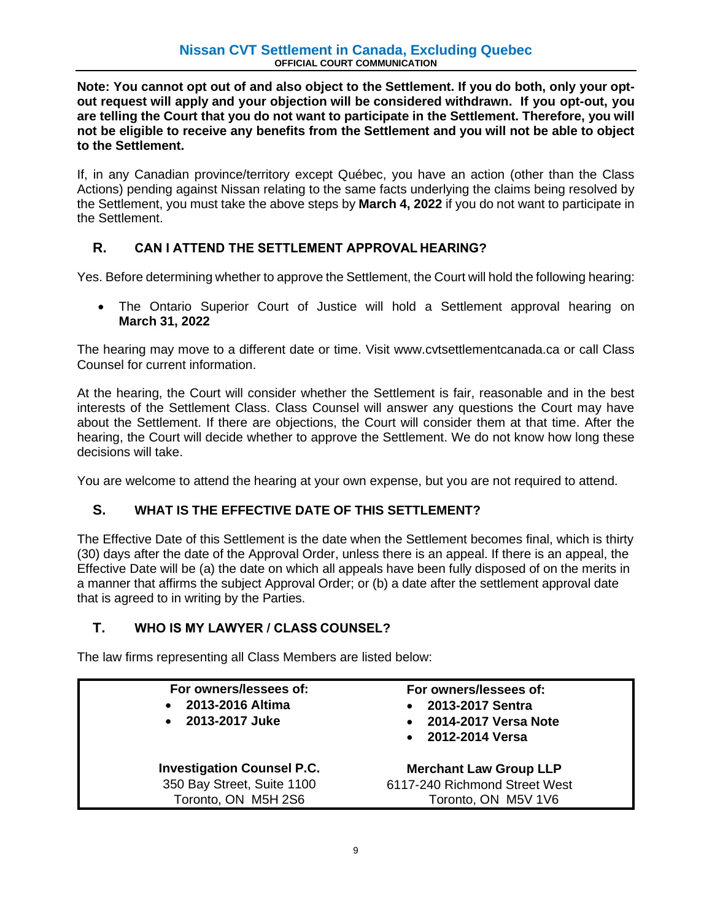**Note: You cannot opt out of and also object to the Settlement. If you do both, only your opt-out request will apply and your objection will be considered withdrawn. If you opt-out, you are telling the Court that you do not want to participate in the Settlement. Therefore, you will not be eligible to receive any benefits from the Settlement and you will not be able to object to the Settlement.**

If, in any Canadian province/territory except Québec, you have an action (other than the Class Actions) pending against Nissan relating to the same facts underlying the claims being resolved by the Settlement, you must take the above steps by **March 4, 2022** if you do not want to participate in the Settlement.

## R. CAN I ATTEND THE SETTLEMENT APPROVAL HEARING?

Yes. Before determining whether to approve the Settlement, the Court will hold the following hearing:

- The Ontario Superior Court of Justice will hold a Settlement approval hearing on **March 31, 2022**

The hearing may move to a different date or time. Visit www.cvtsettlementcanada.ca or call Class Counsel for current information.

At the hearing, the Court will consider whether the Settlement is fair, reasonable and in the best interests of the Settlement Class. Class Counsel will answer any questions the Court may have about the Settlement. If there are objections, the Court will consider them at that time. After the hearing, the Court will decide whether to approve the Settlement. We do not know how long these decisions will take.

You are welcome to attend the hearing at your own expense, but you are not required to attend.

## S. WHAT IS THE EFFECTIVE DATE OF THIS SETTLEMENT?

The Effective Date of this Settlement is the date when the Settlement becomes final, which is thirty (30) days after the date of the Approval Order, unless there is an appeal. If there is an appeal, the Effective Date will be (a) the date on which all appeals have been fully disposed of on the merits in a manner that affirms the subject Approval Order; or (b) a date after the settlement approval date that is agreed to in writing by the Parties.

## T. WHO IS MY LAWYER / CLASS COUNSEL?

The law firms representing all Class Members are listed below:

| **For owners/lessees of:**<br>• **2013-2016 Altima**<br>• **2013-2017 Juke** | **For owners/lessees of:**<br>• **2013-2017 Sentra**<br>• **2014-2017 Versa Note**<br>• **2012-2014 Versa** |
|---|---|
| **Investigation Counsel P.C.**<br>350 Bay Street, Suite 1100<br>Toronto, ON M5H 2S6 | **Merchant Law Group LLP**<br>6117-240 Richmond Street West<br>Toronto, ON M5V 1V6 |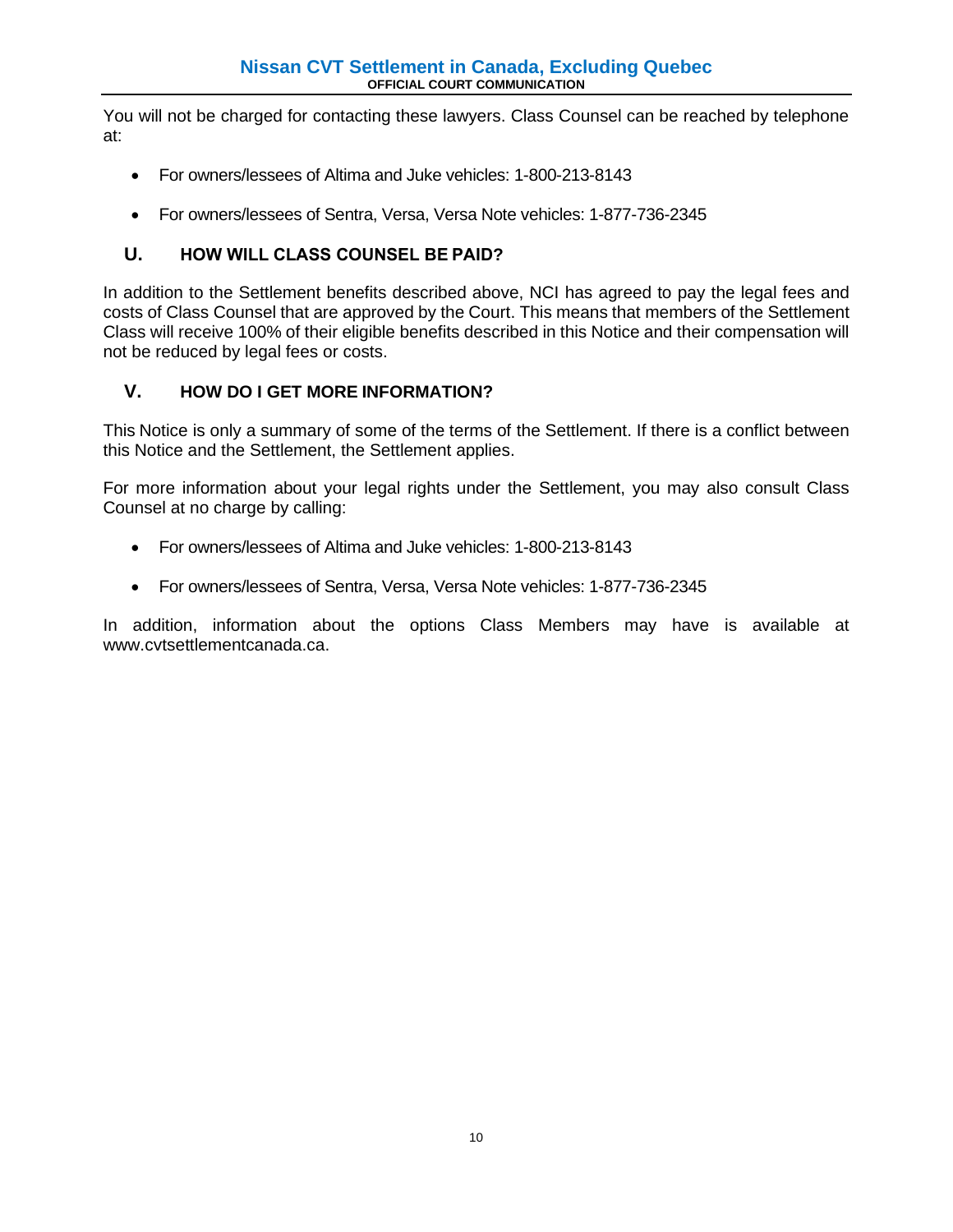You will not be charged for contacting these lawyers. Class Counsel can be reached by telephone at:

- For owners/lessees of Altima and Juke vehicles: 1-800-213-8143
- For owners/lessees of Sentra, Versa, Versa Note vehicles: 1-877-736-2345

## U. HOW WILL CLASS COUNSEL BE PAID?

In addition to the Settlement benefits described above, NCI has agreed to pay the legal fees and costs of Class Counsel that are approved by the Court. This means that members of the Settlement Class will receive 100% of their eligible benefits described in this Notice and their compensation will not be reduced by legal fees or costs.

## V. HOW DO I GET MORE INFORMATION?

This Notice is only a summary of some of the terms of the Settlement. If there is a conflict between this Notice and the Settlement, the Settlement applies.

For more information about your legal rights under the Settlement, you may also consult Class Counsel at no charge by calling:

- For owners/lessees of Altima and Juke vehicles: 1-800-213-8143
- For owners/lessees of Sentra, Versa, Versa Note vehicles: 1-877-736-2345

In addition, information about the options Class Members may have is available at www.cvtsettlementcanada.ca.